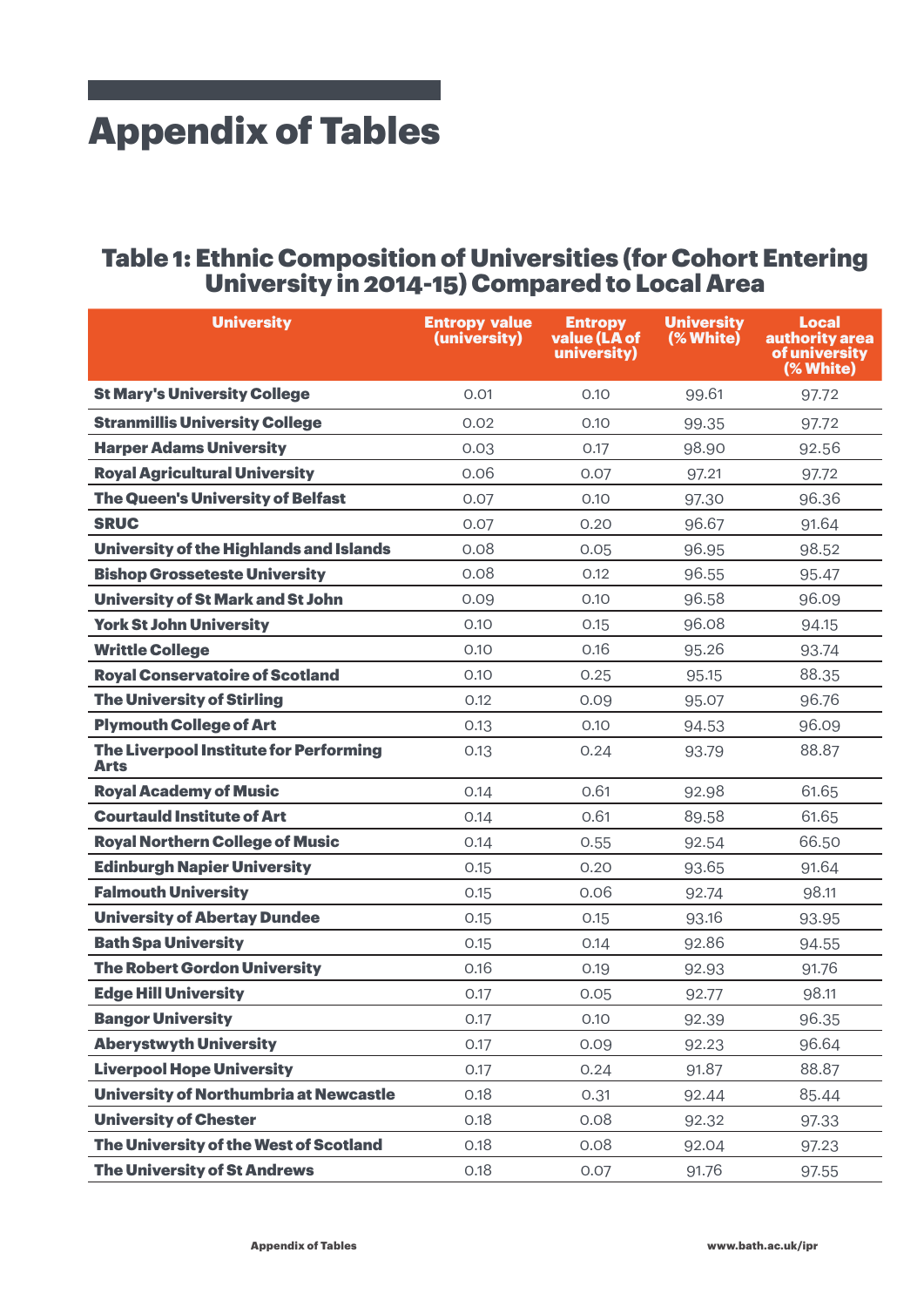# Appendix of Tables

## Table 1: Ethnic Composition of Universities (for Cohort Entering University in 2014-15) Compared to Local Area

| University | Entropy value (university) | Entropy value (LA of university) | University (% White) | Local authority area of university (% White) |
|---|---|---|---|---|
| **St Mary's University College** | 0.01 | 0.10 | 99.61 | 97.72 |
| **Stranmillis University College** | 0.02 | 0.10 | 99.35 | 97.72 |
| **Harper Adams University** | 0.03 | 0.17 | 98.90 | 92.56 |
| **Royal Agricultural University** | 0.06 | 0.07 | 97.21 | 97.72 |
| **The Queen's University of Belfast** | 0.07 | 0.10 | 97.30 | 96.36 |
| **SRUC** | 0.07 | 0.20 | 96.67 | 91.64 |
| **University of the Highlands and Islands** | 0.08 | 0.05 | 96.95 | 98.52 |
| **Bishop Grosseteste University** | 0.08 | 0.12 | 96.55 | 95.47 |
| **University of St Mark and St John** | 0.09 | 0.10 | 96.58 | 96.09 |
| **York St John University** | 0.10 | 0.15 | 96.08 | 94.15 |
| **Writtle College** | 0.10 | 0.16 | 95.26 | 93.74 |
| **Royal Conservatoire of Scotland** | 0.10 | 0.25 | 95.15 | 88.35 |
| **The University of Stirling** | 0.12 | 0.09 | 95.07 | 96.76 |
| **Plymouth College of Art** | 0.13 | 0.10 | 94.53 | 96.09 |
| **The Liverpool Institute for Performing Arts** | 0.13 | 0.24 | 93.79 | 88.87 |
| **Royal Academy of Music** | 0.14 | 0.61 | 92.98 | 61.65 |
| **Courtauld Institute of Art** | 0.14 | 0.61 | 89.58 | 61.65 |
| **Royal Northern College of Music** | 0.14 | 0.55 | 92.54 | 66.50 |
| **Edinburgh Napier University** | 0.15 | 0.20 | 93.65 | 91.64 |
| **Falmouth University** | 0.15 | 0.06 | 92.74 | 98.11 |
| **University of Abertay Dundee** | 0.15 | 0.15 | 93.16 | 93.95 |
| **Bath Spa University** | 0.15 | 0.14 | 92.86 | 94.55 |
| **The Robert Gordon University** | 0.16 | 0.19 | 92.93 | 91.76 |
| **Edge Hill University** | 0.17 | 0.05 | 92.77 | 98.11 |
| **Bangor University** | 0.17 | 0.10 | 92.39 | 96.35 |
| **Aberystwyth University** | 0.17 | 0.09 | 92.23 | 96.64 |
| **Liverpool Hope University** | 0.17 | 0.24 | 91.87 | 88.87 |
| **University of Northumbria at Newcastle** | 0.18 | 0.31 | 92.44 | 85.44 |
| **University of Chester** | 0.18 | 0.08 | 92.32 | 97.33 |
| **The University of the West of Scotland** | 0.18 | 0.08 | 92.04 | 97.23 |
| **The University of St Andrews** | 0.18 | 0.07 | 91.76 | 97.55 |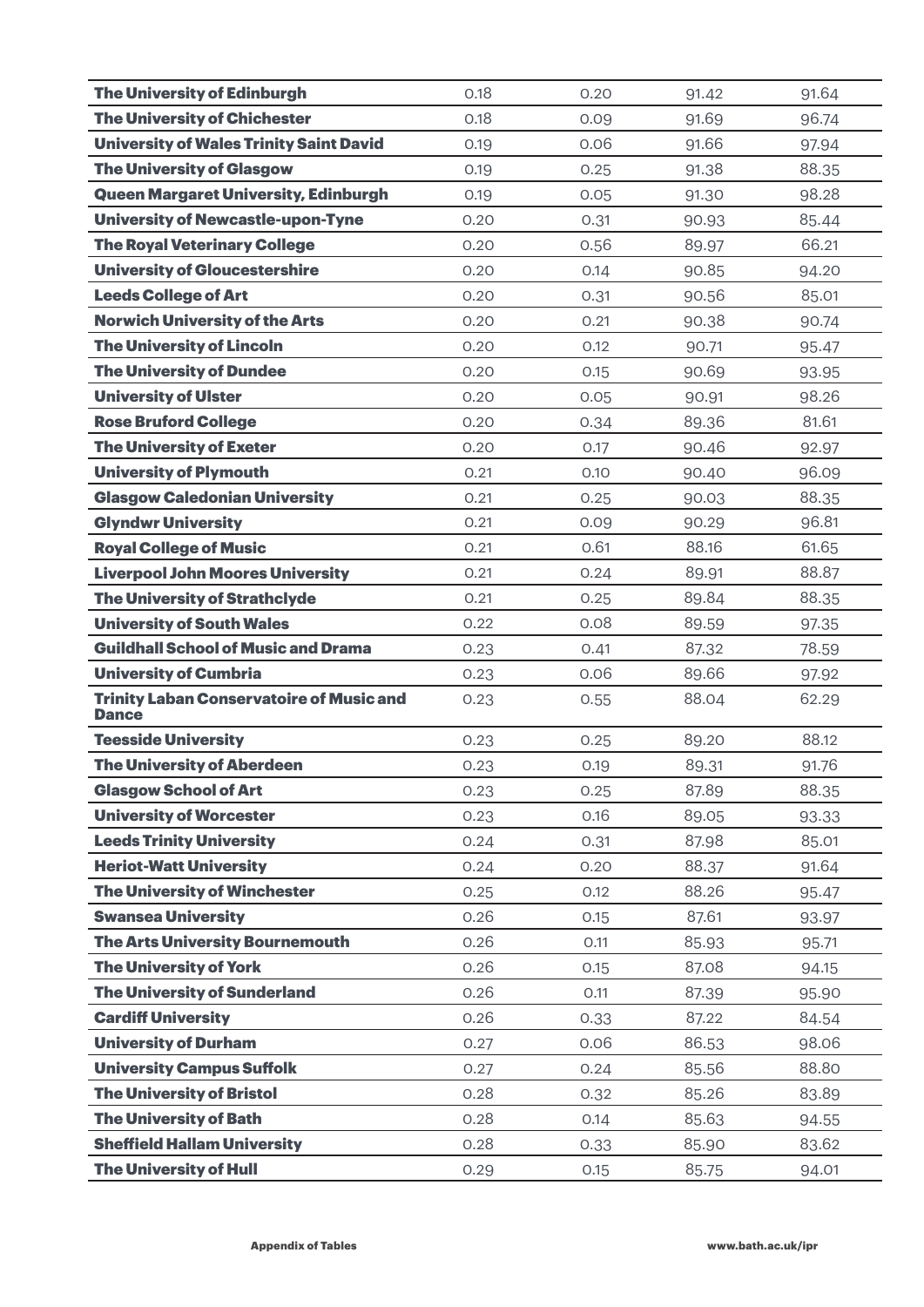| | | | | |
|---|---|---|---|---|
| **The University of Edinburgh** | 0.18 | 0.20 | 91.42 | 91.64 |
| **The University of Chichester** | 0.18 | 0.09 | 91.69 | 96.74 |
| **University of Wales Trinity Saint David** | 0.19 | 0.06 | 91.66 | 97.94 |
| **The University of Glasgow** | 0.19 | 0.25 | 91.38 | 88.35 |
| **Queen Margaret University, Edinburgh** | 0.19 | 0.05 | 91.30 | 98.28 |
| **University of Newcastle-upon-Tyne** | 0.20 | 0.31 | 90.93 | 85.44 |
| **The Royal Veterinary College** | 0.20 | 0.56 | 89.97 | 66.21 |
| **University of Gloucestershire** | 0.20 | 0.14 | 90.85 | 94.20 |
| **Leeds College of Art** | 0.20 | 0.31 | 90.56 | 85.01 |
| **Norwich University of the Arts** | 0.20 | 0.21 | 90.38 | 90.74 |
| **The University of Lincoln** | 0.20 | 0.12 | 90.71 | 95.47 |
| **The University of Dundee** | 0.20 | 0.15 | 90.69 | 93.95 |
| **University of Ulster** | 0.20 | 0.05 | 90.91 | 98.26 |
| **Rose Bruford College** | 0.20 | 0.34 | 89.36 | 81.61 |
| **The University of Exeter** | 0.20 | 0.17 | 90.46 | 92.97 |
| **University of Plymouth** | 0.21 | 0.10 | 90.40 | 96.09 |
| **Glasgow Caledonian University** | 0.21 | 0.25 | 90.03 | 88.35 |
| **Glyndwr University** | 0.21 | 0.09 | 90.29 | 96.81 |
| **Royal College of Music** | 0.21 | 0.61 | 88.16 | 61.65 |
| **Liverpool John Moores University** | 0.21 | 0.24 | 89.91 | 88.87 |
| **The University of Strathclyde** | 0.21 | 0.25 | 89.84 | 88.35 |
| **University of South Wales** | 0.22 | 0.08 | 89.59 | 97.35 |
| **Guildhall School of Music and Drama** | 0.23 | 0.41 | 87.32 | 78.59 |
| **University of Cumbria** | 0.23 | 0.06 | 89.66 | 97.92 |
| **Trinity Laban Conservatoire of Music and Dance** | 0.23 | 0.55 | 88.04 | 62.29 |
| **Teesside University** | 0.23 | 0.25 | 89.20 | 88.12 |
| **The University of Aberdeen** | 0.23 | 0.19 | 89.31 | 91.76 |
| **Glasgow School of Art** | 0.23 | 0.25 | 87.89 | 88.35 |
| **University of Worcester** | 0.23 | 0.16 | 89.05 | 93.33 |
| **Leeds Trinity University** | 0.24 | 0.31 | 87.98 | 85.01 |
| **Heriot-Watt University** | 0.24 | 0.20 | 88.37 | 91.64 |
| **The University of Winchester** | 0.25 | 0.12 | 88.26 | 95.47 |
| **Swansea University** | 0.26 | 0.15 | 87.61 | 93.97 |
| **The Arts University Bournemouth** | 0.26 | 0.11 | 85.93 | 95.71 |
| **The University of York** | 0.26 | 0.15 | 87.08 | 94.15 |
| **The University of Sunderland** | 0.26 | 0.11 | 87.39 | 95.90 |
| **Cardiff University** | 0.26 | 0.33 | 87.22 | 84.54 |
| **University of Durham** | 0.27 | 0.06 | 86.53 | 98.06 |
| **University Campus Suffolk** | 0.27 | 0.24 | 85.56 | 88.80 |
| **The University of Bristol** | 0.28 | 0.32 | 85.26 | 83.89 |
| **The University of Bath** | 0.28 | 0.14 | 85.63 | 94.55 |
| **Sheffield Hallam University** | 0.28 | 0.33 | 85.90 | 83.62 |
| **The University of Hull** | 0.29 | 0.15 | 85.75 | 94.01 |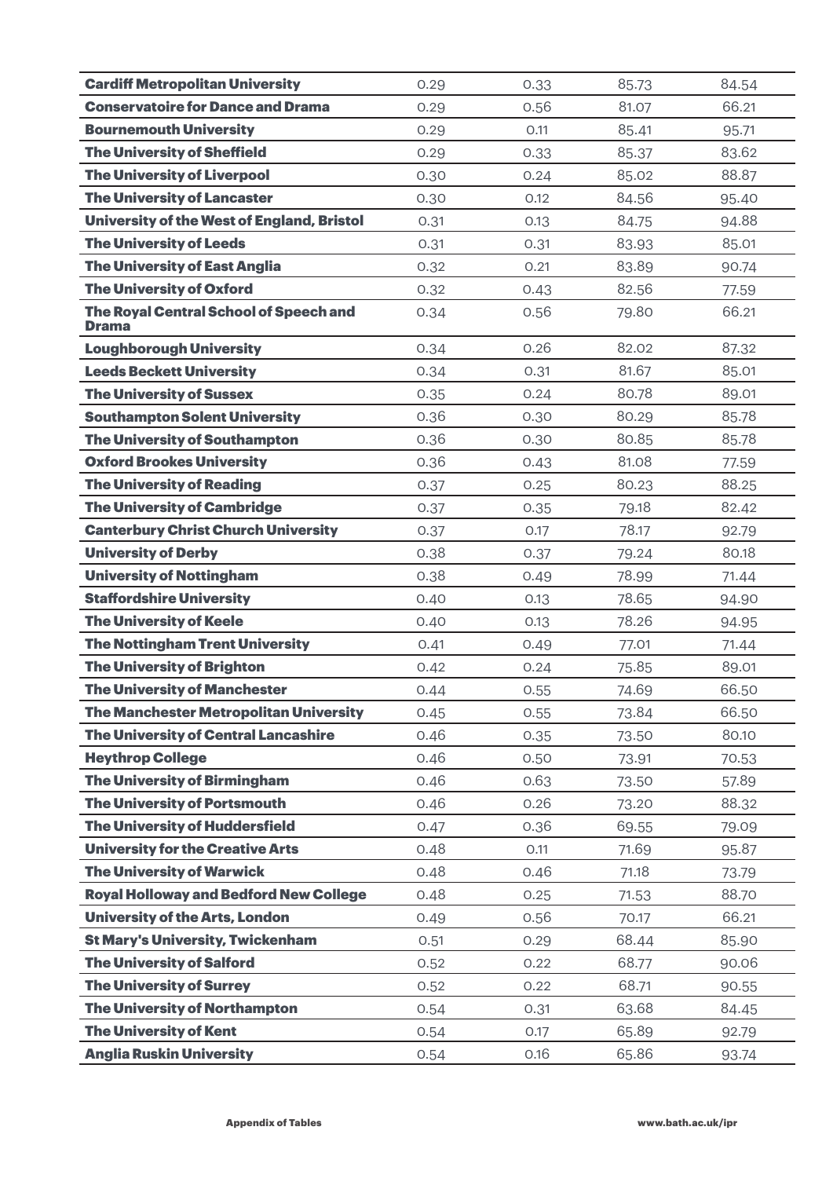| | | | | |
|---|---|---|---|---|
| **Cardiff Metropolitan University** | 0.29 | 0.33 | 85.73 | 84.54 |
| **Conservatoire for Dance and Drama** | 0.29 | 0.56 | 81.07 | 66.21 |
| **Bournemouth University** | 0.29 | 0.11 | 85.41 | 95.71 |
| **The University of Sheffield** | 0.29 | 0.33 | 85.37 | 83.62 |
| **The University of Liverpool** | 0.30 | 0.24 | 85.02 | 88.87 |
| **The University of Lancaster** | 0.30 | 0.12 | 84.56 | 95.40 |
| **University of the West of England, Bristol** | 0.31 | 0.13 | 84.75 | 94.88 |
| **The University of Leeds** | 0.31 | 0.31 | 83.93 | 85.01 |
| **The University of East Anglia** | 0.32 | 0.21 | 83.89 | 90.74 |
| **The University of Oxford** | 0.32 | 0.43 | 82.56 | 77.59 |
| **The Royal Central School of Speech and Drama** | 0.34 | 0.56 | 79.80 | 66.21 |
| **Loughborough University** | 0.34 | 0.26 | 82.02 | 87.32 |
| **Leeds Beckett University** | 0.34 | 0.31 | 81.67 | 85.01 |
| **The University of Sussex** | 0.35 | 0.24 | 80.78 | 89.01 |
| **Southampton Solent University** | 0.36 | 0.30 | 80.29 | 85.78 |
| **The University of Southampton** | 0.36 | 0.30 | 80.85 | 85.78 |
| **Oxford Brookes University** | 0.36 | 0.43 | 81.08 | 77.59 |
| **The University of Reading** | 0.37 | 0.25 | 80.23 | 88.25 |
| **The University of Cambridge** | 0.37 | 0.35 | 79.18 | 82.42 |
| **Canterbury Christ Church University** | 0.37 | 0.17 | 78.17 | 92.79 |
| **University of Derby** | 0.38 | 0.37 | 79.24 | 80.18 |
| **University of Nottingham** | 0.38 | 0.49 | 78.99 | 71.44 |
| **Staffordshire University** | 0.40 | 0.13 | 78.65 | 94.90 |
| **The University of Keele** | 0.40 | 0.13 | 78.26 | 94.95 |
| **The Nottingham Trent University** | 0.41 | 0.49 | 77.01 | 71.44 |
| **The University of Brighton** | 0.42 | 0.24 | 75.85 | 89.01 |
| **The University of Manchester** | 0.44 | 0.55 | 74.69 | 66.50 |
| **The Manchester Metropolitan University** | 0.45 | 0.55 | 73.84 | 66.50 |
| **The University of Central Lancashire** | 0.46 | 0.35 | 73.50 | 80.10 |
| **Heythrop College** | 0.46 | 0.50 | 73.91 | 70.53 |
| **The University of Birmingham** | 0.46 | 0.63 | 73.50 | 57.89 |
| **The University of Portsmouth** | 0.46 | 0.26 | 73.20 | 88.32 |
| **The University of Huddersfield** | 0.47 | 0.36 | 69.55 | 79.09 |
| **University for the Creative Arts** | 0.48 | 0.11 | 71.69 | 95.87 |
| **The University of Warwick** | 0.48 | 0.46 | 71.18 | 73.79 |
| **Royal Holloway and Bedford New College** | 0.48 | 0.25 | 71.53 | 88.70 |
| **University of the Arts, London** | 0.49 | 0.56 | 70.17 | 66.21 |
| **St Mary's University, Twickenham** | 0.51 | 0.29 | 68.44 | 85.90 |
| **The University of Salford** | 0.52 | 0.22 | 68.77 | 90.06 |
| **The University of Surrey** | 0.52 | 0.22 | 68.71 | 90.55 |
| **The University of Northampton** | 0.54 | 0.31 | 63.68 | 84.45 |
| **The University of Kent** | 0.54 | 0.17 | 65.89 | 92.79 |
| **Anglia Ruskin University** | 0.54 | 0.16 | 65.86 | 93.74 |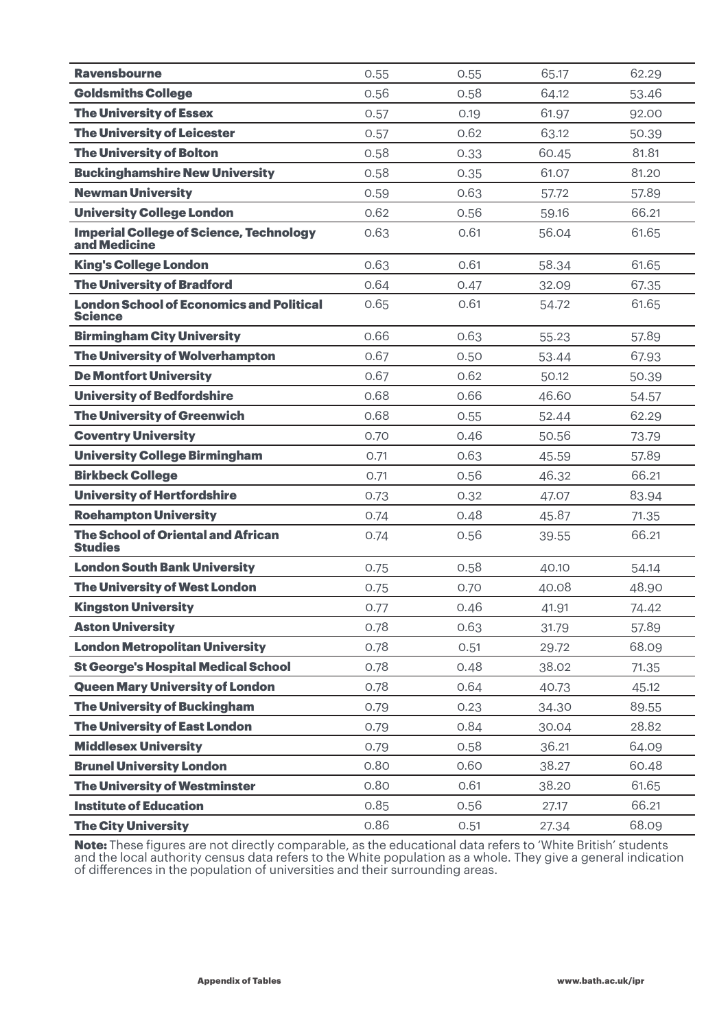| | | | | |
|---|---|---|---|---|
| **Ravensbourne** | 0.55 | 0.55 | 65.17 | 62.29 |
| **Goldsmiths College** | 0.56 | 0.58 | 64.12 | 53.46 |
| **The University of Essex** | 0.57 | 0.19 | 61.97 | 92.00 |
| **The University of Leicester** | 0.57 | 0.62 | 63.12 | 50.39 |
| **The University of Bolton** | 0.58 | 0.33 | 60.45 | 81.81 |
| **Buckinghamshire New University** | 0.58 | 0.35 | 61.07 | 81.20 |
| **Newman University** | 0.59 | 0.63 | 57.72 | 57.89 |
| **University College London** | 0.62 | 0.56 | 59.16 | 66.21 |
| **Imperial College of Science, Technology and Medicine** | 0.63 | 0.61 | 56.04 | 61.65 |
| **King's College London** | 0.63 | 0.61 | 58.34 | 61.65 |
| **The University of Bradford** | 0.64 | 0.47 | 32.09 | 67.35 |
| **London School of Economics and Political Science** | 0.65 | 0.61 | 54.72 | 61.65 |
| **Birmingham City University** | 0.66 | 0.63 | 55.23 | 57.89 |
| **The University of Wolverhampton** | 0.67 | 0.50 | 53.44 | 67.93 |
| **De Montfort University** | 0.67 | 0.62 | 50.12 | 50.39 |
| **University of Bedfordshire** | 0.68 | 0.66 | 46.60 | 54.57 |
| **The University of Greenwich** | 0.68 | 0.55 | 52.44 | 62.29 |
| **Coventry University** | 0.70 | 0.46 | 50.56 | 73.79 |
| **University College Birmingham** | 0.71 | 0.63 | 45.59 | 57.89 |
| **Birkbeck College** | 0.71 | 0.56 | 46.32 | 66.21 |
| **University of Hertfordshire** | 0.73 | 0.32 | 47.07 | 83.94 |
| **Roehampton University** | 0.74 | 0.48 | 45.87 | 71.35 |
| **The School of Oriental and African Studies** | 0.74 | 0.56 | 39.55 | 66.21 |
| **London South Bank University** | 0.75 | 0.58 | 40.10 | 54.14 |
| **The University of West London** | 0.75 | 0.70 | 40.08 | 48.90 |
| **Kingston University** | 0.77 | 0.46 | 41.91 | 74.42 |
| **Aston University** | 0.78 | 0.63 | 31.79 | 57.89 |
| **London Metropolitan University** | 0.78 | 0.51 | 29.72 | 68.09 |
| **St George's Hospital Medical School** | 0.78 | 0.48 | 38.02 | 71.35 |
| **Queen Mary University of London** | 0.78 | 0.64 | 40.73 | 45.12 |
| **The University of Buckingham** | 0.79 | 0.23 | 34.30 | 89.55 |
| **The University of East London** | 0.79 | 0.84 | 30.04 | 28.82 |
| **Middlesex University** | 0.79 | 0.58 | 36.21 | 64.09 |
| **Brunel University London** | 0.80 | 0.60 | 38.27 | 60.48 |
| **The University of Westminster** | 0.80 | 0.61 | 38.20 | 61.65 |
| **Institute of Education** | 0.85 | 0.56 | 27.17 | 66.21 |
| **The City University** | 0.86 | 0.51 | 27.34 | 68.09 |

**Note:** These figures are not directly comparable, as the educational data refers to 'White British' students and the local authority census data refers to the White population as a whole. They give a general indication of differences in the population of universities and their surrounding areas.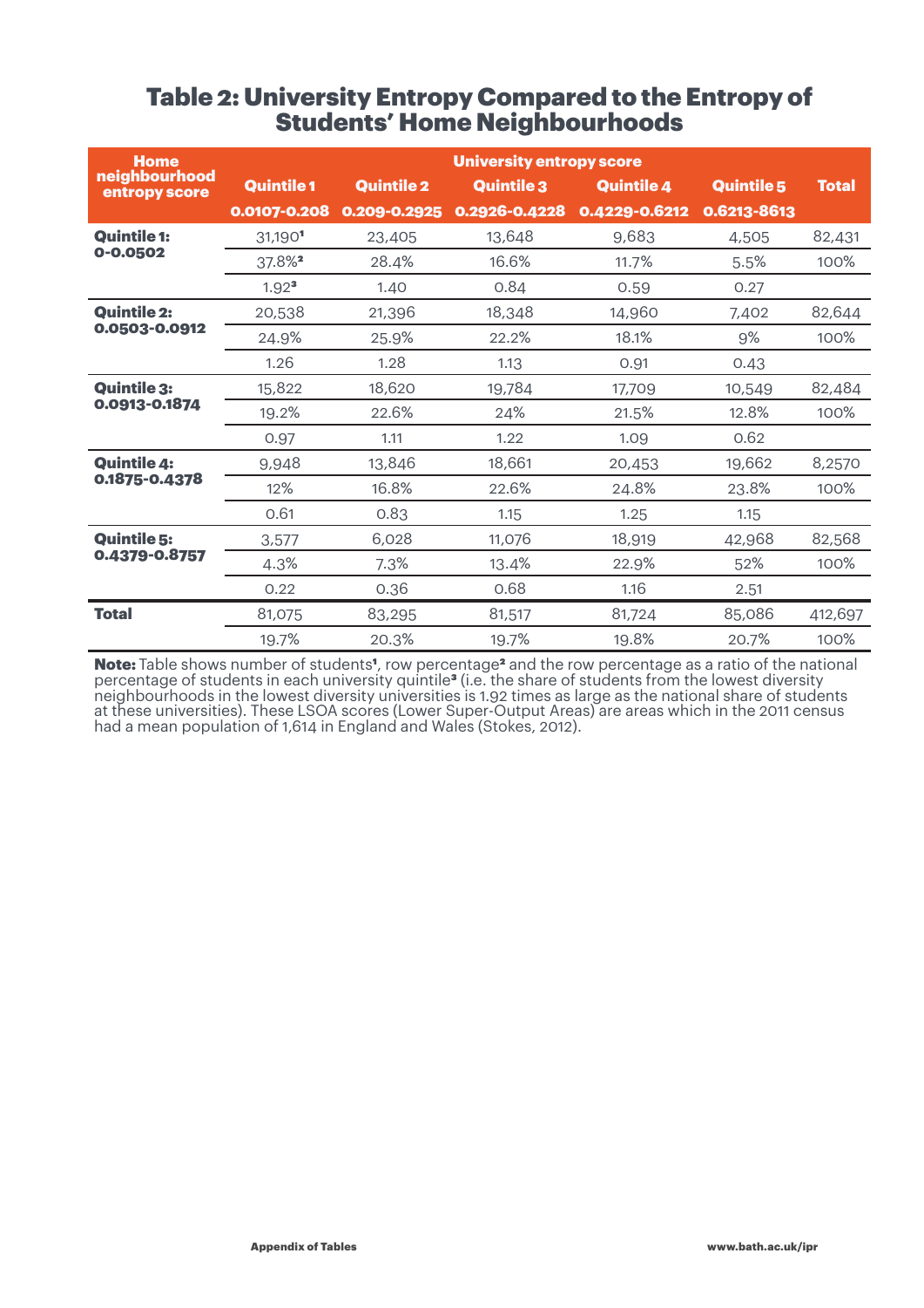## Table 2: University Entropy Compared to the Entropy of Students' Home Neighbourhoods

| Home neighbourhood entropy score | University entropy score | | | | | |
|---|---|---|---|---|---|---|
| | Quintile 1 | Quintile 2 | Quintile 3 | Quintile 4 | Quintile 5 | Total |
| | 0.0107-0.208 | 0.209-0.2925 | 0.2926-0.4228 | 0.4229-0.6212 | 0.6213-8613 | |
| **Quintile 1: 0-0.0502** | 31,190[1] | 23,405 | 13,648 | 9,683 | 4,505 | 82,431 |
| | 37.8%[2] | 28.4% | 16.6% | 11.7% | 5.5% | 100% |
| | 1.92[3] | 1.40 | 0.84 | 0.59 | 0.27 | |
| **Quintile 2: 0.0503-0.0912** | 20,538 | 21,396 | 18,348 | 14,960 | 7,402 | 82,644 |
| | 24.9% | 25.9% | 22.2% | 18.1% | 9% | 100% |
| | 1.26 | 1.28 | 1.13 | 0.91 | 0.43 | |
| **Quintile 3: 0.0913-0.1874** | 15,822 | 18,620 | 19,784 | 17,709 | 10,549 | 82,484 |
| | 19.2% | 22.6% | 24% | 21.5% | 12.8% | 100% |
| | 0.97 | 1.11 | 1.22 | 1.09 | 0.62 | |
| **Quintile 4: 0.1875-0.4378** | 9,948 | 13,846 | 18,661 | 20,453 | 19,662 | 8,2570 |
| | 12% | 16.8% | 22.6% | 24.8% | 23.8% | 100% |
| | 0.61 | 0.83 | 1.15 | 1.25 | 1.15 | |
| **Quintile 5: 0.4379-0.8757** | 3,577 | 6,028 | 11,076 | 18,919 | 42,968 | 82,568 |
| | 4.3% | 7.3% | 13.4% | 22.9% | 52% | 100% |
| | 0.22 | 0.36 | 0.68 | 1.16 | 2.51 | |
| **Total** | 81,075 | 83,295 | 81,517 | 81,724 | 85,086 | 412,697 |
| | 19.7% | 20.3% | 19.7% | 19.8% | 20.7% | 100% |

**Note:** Table shows number of students[1], row percentage[2] and the row percentage as a ratio of the national percentage of students in each university quintile[3] (i.e. the share of students from the lowest diversity neighbourhoods in the lowest diversity universities is 1.92 times as large as the national share of students at these universities). These LSOA scores (Lower Super-Output Areas) are areas which in the 2011 census had a mean population of 1,614 in England and Wales (Stokes, 2012).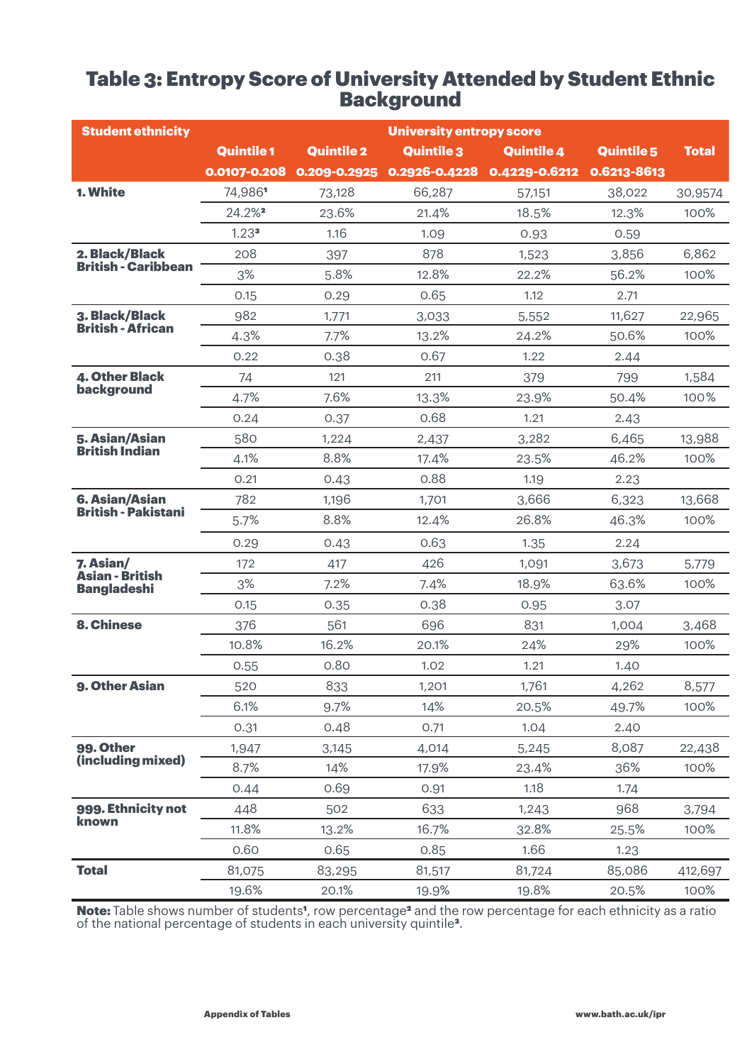# Table 3: Entropy Score of University Attended by Student Ethnic Background

| Student ethnicity | University entropy score | | | | | |
|---|---|---|---|---|---|---|
| | Quintile 1 | Quintile 2 | Quintile 3 | Quintile 4 | Quintile 5 | Total |
| | 0.0107-0.208 | 0.209-0.2925 | 0.2926-0.4228 | 0.4229-0.6212 | 0.6213-8613 | |
| **1. White** | 74,986[1] | 73,128 | 66,287 | 57,151 | 38,022 | 30,9574 |
| | 24.2%[2] | 23.6% | 21.4% | 18.5% | 12.3% | 100% |
| | 1.23[3] | 1.16 | 1.09 | 0.93 | 0.59 | |
| **2. Black/Black British - Caribbean** | 208 | 397 | 878 | 1,523 | 3,856 | 6,862 |
| | 3% | 5.8% | 12.8% | 22.2% | 56.2% | 100% |
| | 0.15 | 0.29 | 0.65 | 1.12 | 2.71 | |
| **3. Black/Black British - African** | 982 | 1,771 | 3,033 | 5,552 | 11,627 | 22,965 |
| | 4.3% | 7.7% | 13.2% | 24.2% | 50.6% | 100% |
| | 0.22 | 0.38 | 0.67 | 1.22 | 2.44 | |
| **4. Other Black background** | 74 | 121 | 211 | 379 | 799 | 1,584 |
| | 4.7% | 7.6% | 13.3% | 23.9% | 50.4% | 100% |
| | 0.24 | 0.37 | 0.68 | 1.21 | 2.43 | |
| **5. Asian/Asian British Indian** | 580 | 1,224 | 2,437 | 3,282 | 6,465 | 13,988 |
| | 4.1% | 8.8% | 17.4% | 23.5% | 46.2% | 100% |
| | 0.21 | 0.43 | 0.88 | 1.19 | 2.23 | |
| **6. Asian/Asian British - Pakistani** | 782 | 1,196 | 1,701 | 3,666 | 6,323 | 13,668 |
| | 5.7% | 8.8% | 12.4% | 26.8% | 46.3% | 100% |
| | 0.29 | 0.43 | 0.63 | 1.35 | 2.24 | |
| **7. Asian/ Asian - British Bangladeshi** | 172 | 417 | 426 | 1,091 | 3,673 | 5,779 |
| | 3% | 7.2% | 7.4% | 18.9% | 63.6% | 100% |
| | 0.15 | 0.35 | 0.38 | 0.95 | 3.07 | |
| **8. Chinese** | 376 | 561 | 696 | 831 | 1,004 | 3,468 |
| | 10.8% | 16.2% | 20.1% | 24% | 29% | 100% |
| | 0.55 | 0.80 | 1.02 | 1.21 | 1.40 | |
| **9. Other Asian** | 520 | 833 | 1,201 | 1,761 | 4,262 | 8,577 |
| | 6.1% | 9.7% | 14% | 20.5% | 49.7% | 100% |
| | 0.31 | 0.48 | 0.71 | 1.04 | 2.40 | |
| **99. Other (including mixed)** | 1,947 | 3,145 | 4,014 | 5,245 | 8,087 | 22,438 |
| | 8.7% | 14% | 17.9% | 23.4% | 36% | 100% |
| | 0.44 | 0.69 | 0.91 | 1.18 | 1.74 | |
| **999. Ethnicity not known** | 448 | 502 | 633 | 1,243 | 968 | 3,794 |
| | 11.8% | 13.2% | 16.7% | 32.8% | 25.5% | 100% |
| | 0.60 | 0.65 | 0.85 | 1.66 | 1.23 | |
| **Total** | 81,075 | 83,295 | 81,517 | 81,724 | 85,086 | 412,697 |
| | 19.6% | 20.1% | 19.9% | 19.8% | 20.5% | 100% |

**Note:** Table shows number of students[1], row percentage[2] and the row percentage for each ethnicity as a ratio of the national percentage of students in each university quintile[3].